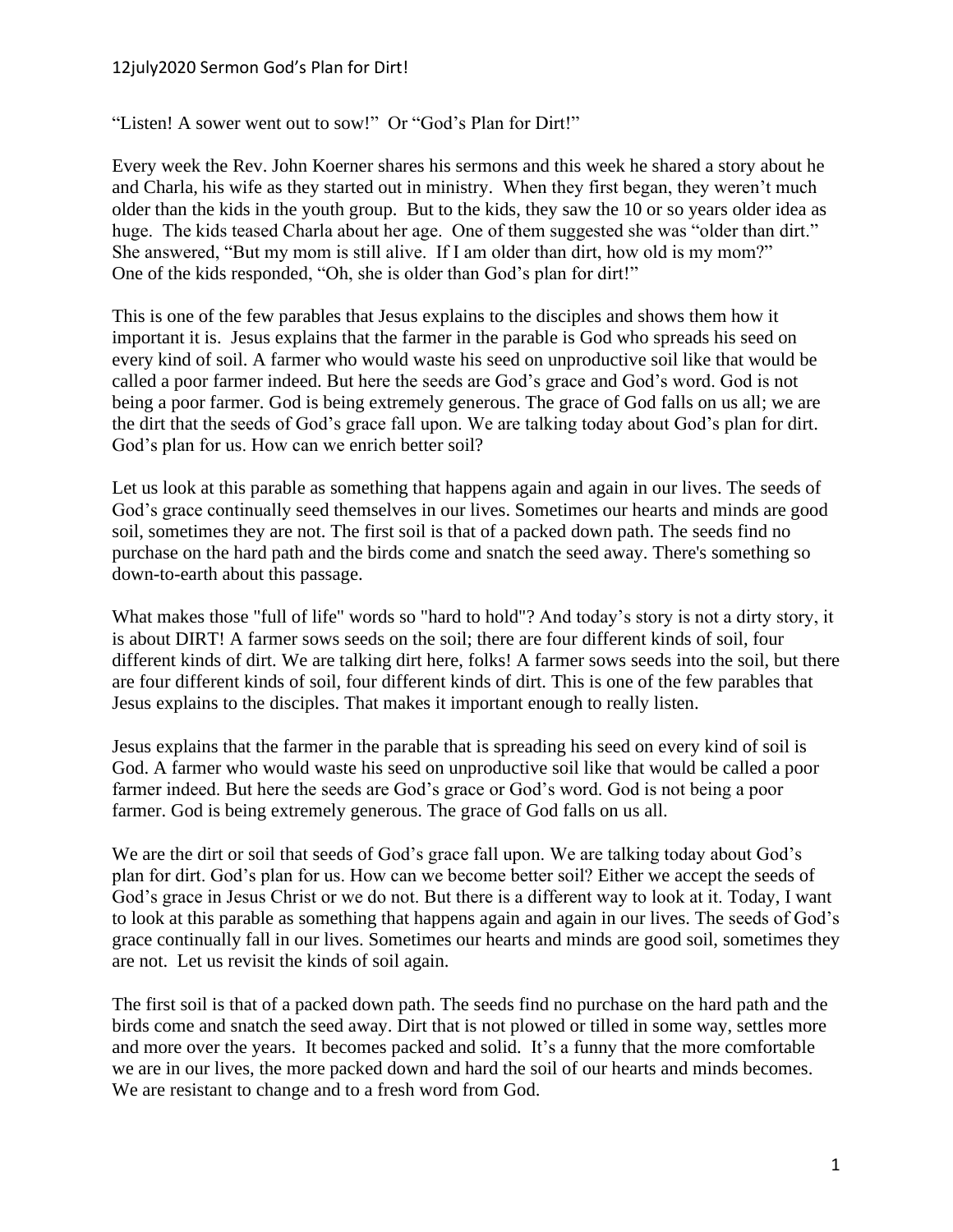"Listen! A sower went out to sow!" Or "God's Plan for Dirt!"

Every week the Rev. John Koerner shares his sermons and this week he shared a story about he and Charla, his wife as they started out in ministry. When they first began, they weren't much older than the kids in the youth group. But to the kids, they saw the 10 or so years older idea as huge. The kids teased Charla about her age. One of them suggested she was "older than dirt." She answered, "But my mom is still alive. If I am older than dirt, how old is my mom?" One of the kids responded, "Oh, she is older than God's plan for dirt!"

This is one of the few parables that Jesus explains to the disciples and shows them how it important it is. Jesus explains that the farmer in the parable is God who spreads his seed on every kind of soil. A farmer who would waste his seed on unproductive soil like that would be called a poor farmer indeed. But here the seeds are God's grace and God's word. God is not being a poor farmer. God is being extremely generous. The grace of God falls on us all; we are the dirt that the seeds of God's grace fall upon. We are talking today about God's plan for dirt. God's plan for us. How can we enrich better soil?

Let us look at this parable as something that happens again and again in our lives. The seeds of God's grace continually seed themselves in our lives. Sometimes our hearts and minds are good soil, sometimes they are not. The first soil is that of a packed down path. The seeds find no purchase on the hard path and the birds come and snatch the seed away. There's something so down-to-earth about this passage.

What makes those "full of life" words so "hard to hold"? And today's story is not a dirty story, it is about DIRT! A farmer sows seeds on the soil; there are four different kinds of soil, four different kinds of dirt. We are talking dirt here, folks! A farmer sows seeds into the soil, but there are four different kinds of soil, four different kinds of dirt. This is one of the few parables that Jesus explains to the disciples. That makes it important enough to really listen.

Jesus explains that the farmer in the parable that is spreading his seed on every kind of soil is God. A farmer who would waste his seed on unproductive soil like that would be called a poor farmer indeed. But here the seeds are God's grace or God's word. God is not being a poor farmer. God is being extremely generous. The grace of God falls on us all.

We are the dirt or soil that seeds of God's grace fall upon. We are talking today about God's plan for dirt. God's plan for us. How can we become better soil? Either we accept the seeds of God's grace in Jesus Christ or we do not. But there is a different way to look at it. Today, I want to look at this parable as something that happens again and again in our lives. The seeds of God's grace continually fall in our lives. Sometimes our hearts and minds are good soil, sometimes they are not. Let us revisit the kinds of soil again.

The first soil is that of a packed down path. The seeds find no purchase on the hard path and the birds come and snatch the seed away. Dirt that is not plowed or tilled in some way, settles more and more over the years. It becomes packed and solid. It's a funny that the more comfortable we are in our lives, the more packed down and hard the soil of our hearts and minds becomes. We are resistant to change and to a fresh word from God.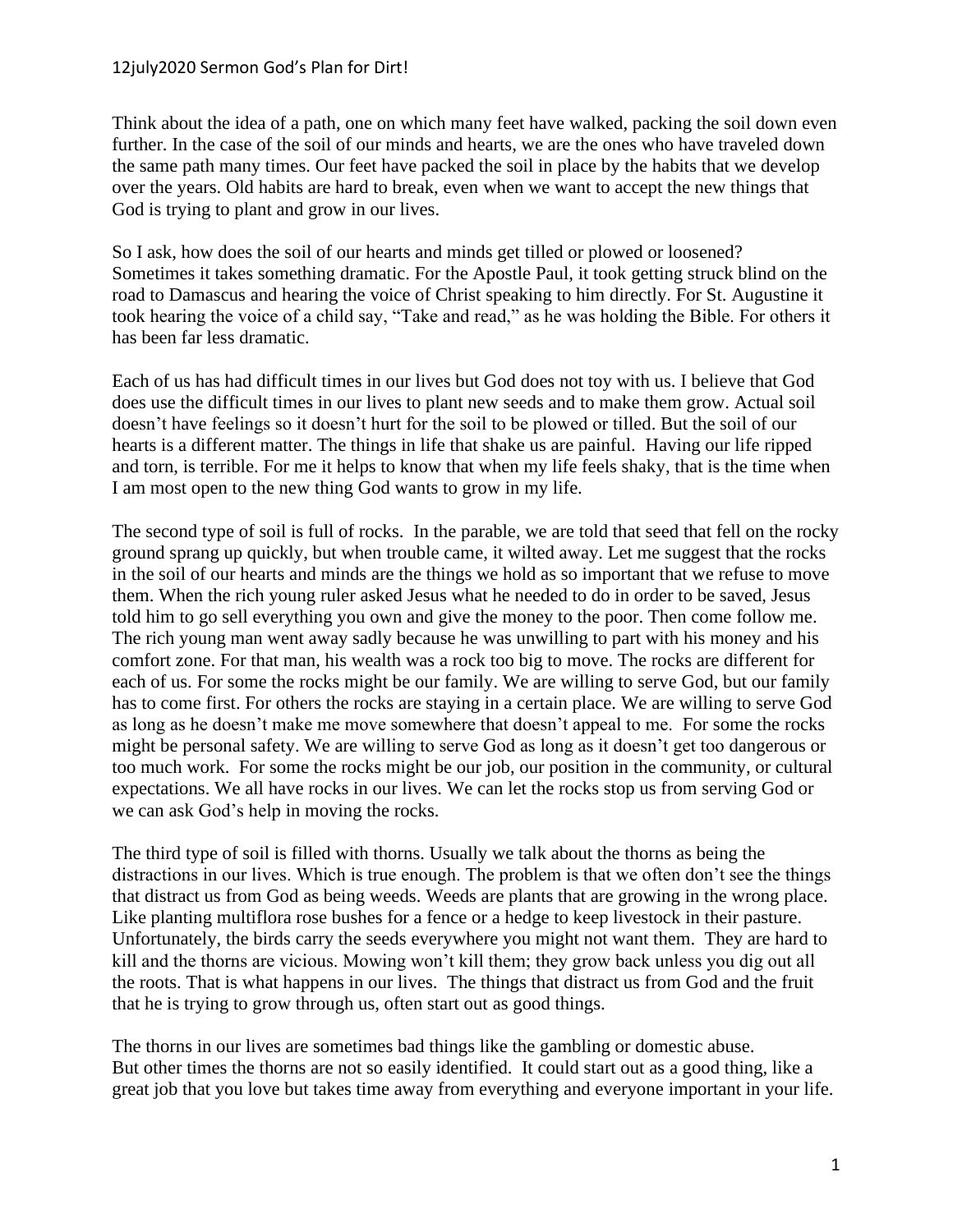Think about the idea of a path, one on which many feet have walked, packing the soil down even further. In the case of the soil of our minds and hearts, we are the ones who have traveled down the same path many times. Our feet have packed the soil in place by the habits that we develop over the years. Old habits are hard to break, even when we want to accept the new things that God is trying to plant and grow in our lives.

So I ask, how does the soil of our hearts and minds get tilled or plowed or loosened? Sometimes it takes something dramatic. For the Apostle Paul, it took getting struck blind on the road to Damascus and hearing the voice of Christ speaking to him directly. For St. Augustine it took hearing the voice of a child say, "Take and read," as he was holding the Bible. For others it has been far less dramatic.

Each of us has had difficult times in our lives but God does not toy with us. I believe that God does use the difficult times in our lives to plant new seeds and to make them grow. Actual soil doesn't have feelings so it doesn't hurt for the soil to be plowed or tilled. But the soil of our hearts is a different matter. The things in life that shake us are painful. Having our life ripped and torn, is terrible. For me it helps to know that when my life feels shaky, that is the time when I am most open to the new thing God wants to grow in my life.

The second type of soil is full of rocks. In the parable, we are told that seed that fell on the rocky ground sprang up quickly, but when trouble came, it wilted away. Let me suggest that the rocks in the soil of our hearts and minds are the things we hold as so important that we refuse to move them. When the rich young ruler asked Jesus what he needed to do in order to be saved, Jesus told him to go sell everything you own and give the money to the poor. Then come follow me. The rich young man went away sadly because he was unwilling to part with his money and his comfort zone. For that man, his wealth was a rock too big to move. The rocks are different for each of us. For some the rocks might be our family. We are willing to serve God, but our family has to come first. For others the rocks are staying in a certain place. We are willing to serve God as long as he doesn't make me move somewhere that doesn't appeal to me. For some the rocks might be personal safety. We are willing to serve God as long as it doesn't get too dangerous or too much work. For some the rocks might be our job, our position in the community, or cultural expectations. We all have rocks in our lives. We can let the rocks stop us from serving God or we can ask God's help in moving the rocks.

The third type of soil is filled with thorns. Usually we talk about the thorns as being the distractions in our lives. Which is true enough. The problem is that we often don't see the things that distract us from God as being weeds. Weeds are plants that are growing in the wrong place. Like planting multiflora rose bushes for a fence or a hedge to keep livestock in their pasture. Unfortunately, the birds carry the seeds everywhere you might not want them. They are hard to kill and the thorns are vicious. Mowing won't kill them; they grow back unless you dig out all the roots. That is what happens in our lives. The things that distract us from God and the fruit that he is trying to grow through us, often start out as good things.

The thorns in our lives are sometimes bad things like the gambling or domestic abuse. But other times the thorns are not so easily identified. It could start out as a good thing, like a great job that you love but takes time away from everything and everyone important in your life.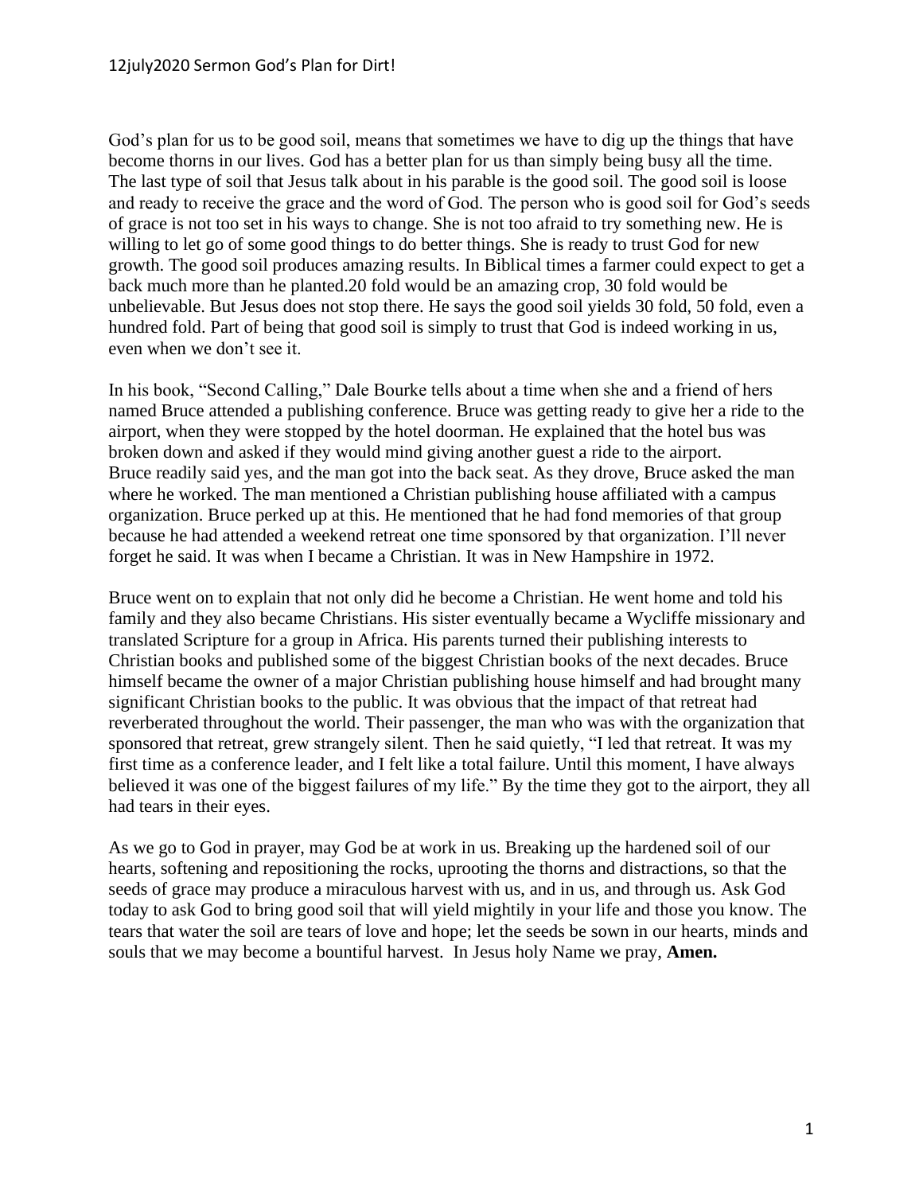God's plan for us to be good soil, means that sometimes we have to dig up the things that have become thorns in our lives. God has a better plan for us than simply being busy all the time. The last type of soil that Jesus talk about in his parable is the good soil. The good soil is loose and ready to receive the grace and the word of God. The person who is good soil for God's seeds of grace is not too set in his ways to change. She is not too afraid to try something new. He is willing to let go of some good things to do better things. She is ready to trust God for new growth. The good soil produces amazing results. In Biblical times a farmer could expect to get a back much more than he planted.20 fold would be an amazing crop, 30 fold would be unbelievable. But Jesus does not stop there. He says the good soil yields 30 fold, 50 fold, even a hundred fold. Part of being that good soil is simply to trust that God is indeed working in us, even when we don't see it.

In his book, "Second Calling," Dale Bourke tells about a time when she and a friend of hers named Bruce attended a publishing conference. Bruce was getting ready to give her a ride to the airport, when they were stopped by the hotel doorman. He explained that the hotel bus was broken down and asked if they would mind giving another guest a ride to the airport. Bruce readily said yes, and the man got into the back seat. As they drove, Bruce asked the man where he worked. The man mentioned a Christian publishing house affiliated with a campus organization. Bruce perked up at this. He mentioned that he had fond memories of that group because he had attended a weekend retreat one time sponsored by that organization. I'll never forget he said. It was when I became a Christian. It was in New Hampshire in 1972.

Bruce went on to explain that not only did he become a Christian. He went home and told his family and they also became Christians. His sister eventually became a Wycliffe missionary and translated Scripture for a group in Africa. His parents turned their publishing interests to Christian books and published some of the biggest Christian books of the next decades. Bruce himself became the owner of a major Christian publishing house himself and had brought many significant Christian books to the public. It was obvious that the impact of that retreat had reverberated throughout the world. Their passenger, the man who was with the organization that sponsored that retreat, grew strangely silent. Then he said quietly, "I led that retreat. It was my first time as a conference leader, and I felt like a total failure. Until this moment, I have always believed it was one of the biggest failures of my life." By the time they got to the airport, they all had tears in their eyes.

As we go to God in prayer, may God be at work in us. Breaking up the hardened soil of our hearts, softening and repositioning the rocks, uprooting the thorns and distractions, so that the seeds of grace may produce a miraculous harvest with us, and in us, and through us. Ask God today to ask God to bring good soil that will yield mightily in your life and those you know. The tears that water the soil are tears of love and hope; let the seeds be sown in our hearts, minds and souls that we may become a bountiful harvest. In Jesus holy Name we pray, **Amen.**